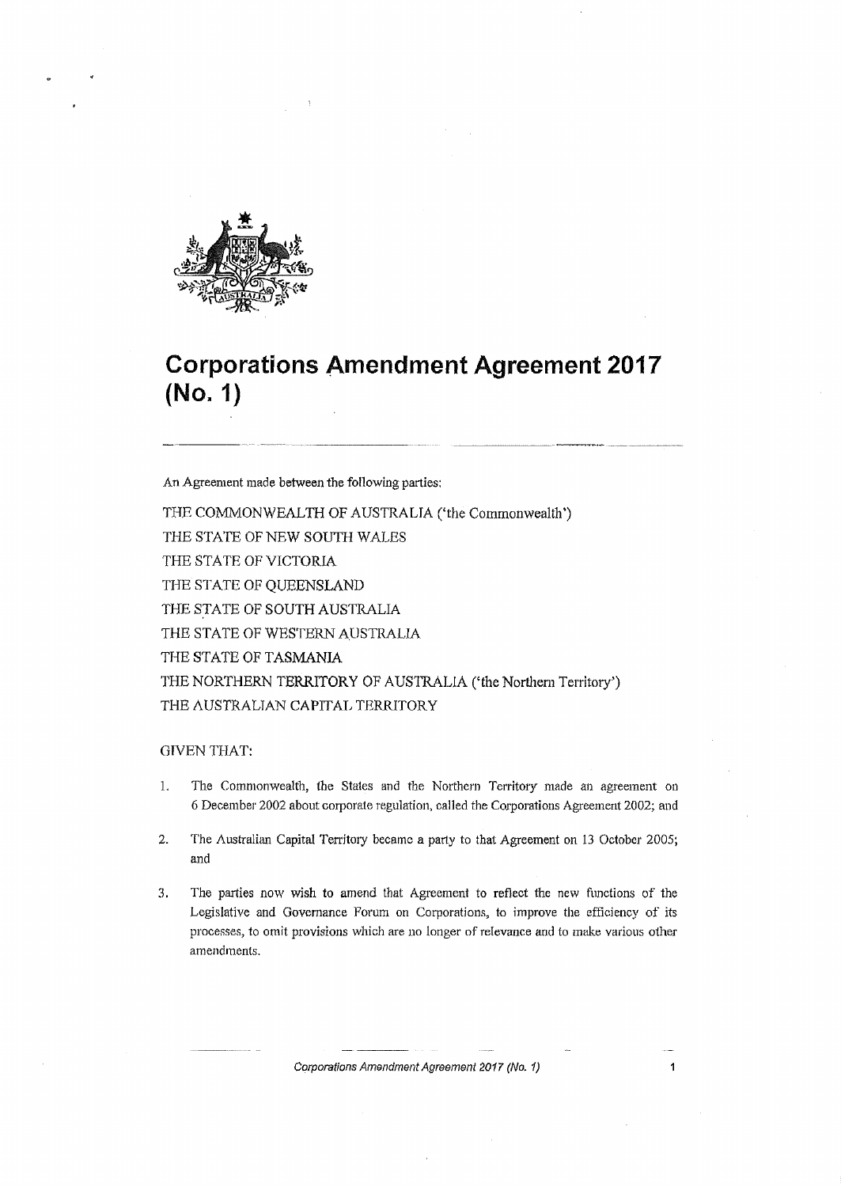# Corporations Amendment Agreement 2017 (No. 1)

An Agreement made between the following parties:

THE COMMONWEALTH OF AUSTRALIA ('the Commonwealth')

THE STATE OF NEW SOUTH WALES

THE STATE OF VICTORIA

THE STATE OF QUEENSLAND

THE STATE OF SOUTH AUSTRALIA

THE STATE OF WESTERN AUSTRALIA

THE STATE OF TASMANIA

THE NORTHERN TERRITORY OF AUSTRALIA ('the Northern Territory')

THE AUSTRALIAN CAPITAL TERRITORY

GIVEN THAT:

1. The Commonwealth, the States and the Northern Territory made an agreement on 6 December 2002 about corporate regulation, called the Corporations Agreement 2002; and

2. The Australian Capital Territory became a party to that Agreement on 13 October 2005; and

3. The parties now wish to amend that Agreement to reflect the new functions of the Legislative and Governance Forum on Corporations, to improve the efficiency of its processes, to omit provisions which are no longer of relevance and to make various other amendments.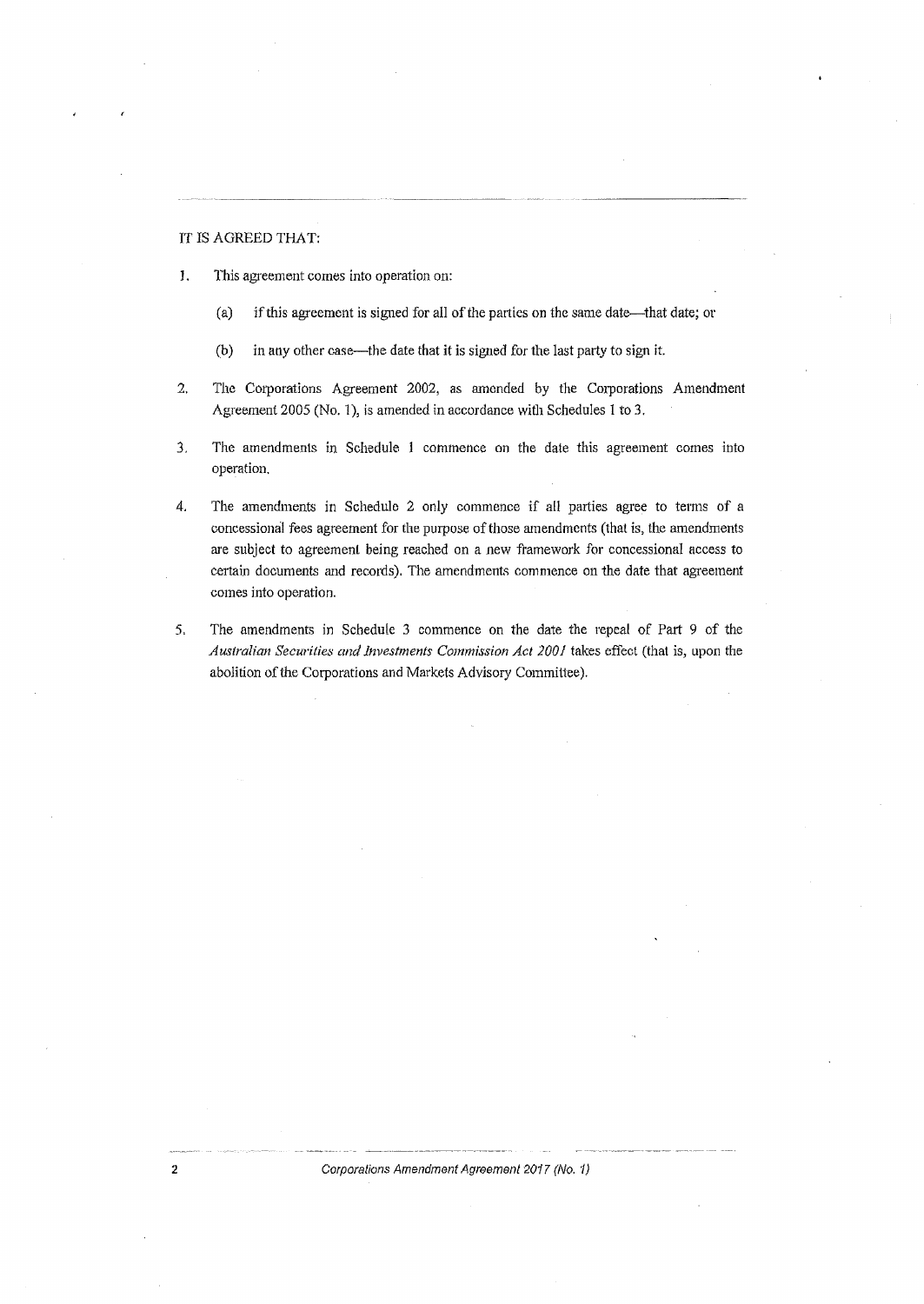IT IS AGREED THAT:

1. This agreement comes into operation on:

   (a) if this agreement is signed for all of the parties on the same date—that date; or

   (b) in any other case—the date that it is signed for the last party to sign it.

2. The Corporations Agreement 2002, as amended by the Corporations Amendment Agreement 2005 (No. 1), is amended in accordance with Schedules 1 to 3.

3. The amendments in Schedule 1 commence on the date this agreement comes into operation.

4. The amendments in Schedule 2 only commence if all parties agree to terms of a concessional fees agreement for the purpose of those amendments (that is, the amendments are subject to agreement being reached on a new framework for concessional access to certain documents and records). The amendments commence on the date that agreement comes into operation.

5. The amendments in Schedule 3 commence on the date the repeal of Part 9 of the *Australian Securities and Investments Commission Act 2001* takes effect (that is, upon the abolition of the Corporations and Markets Advisory Committee).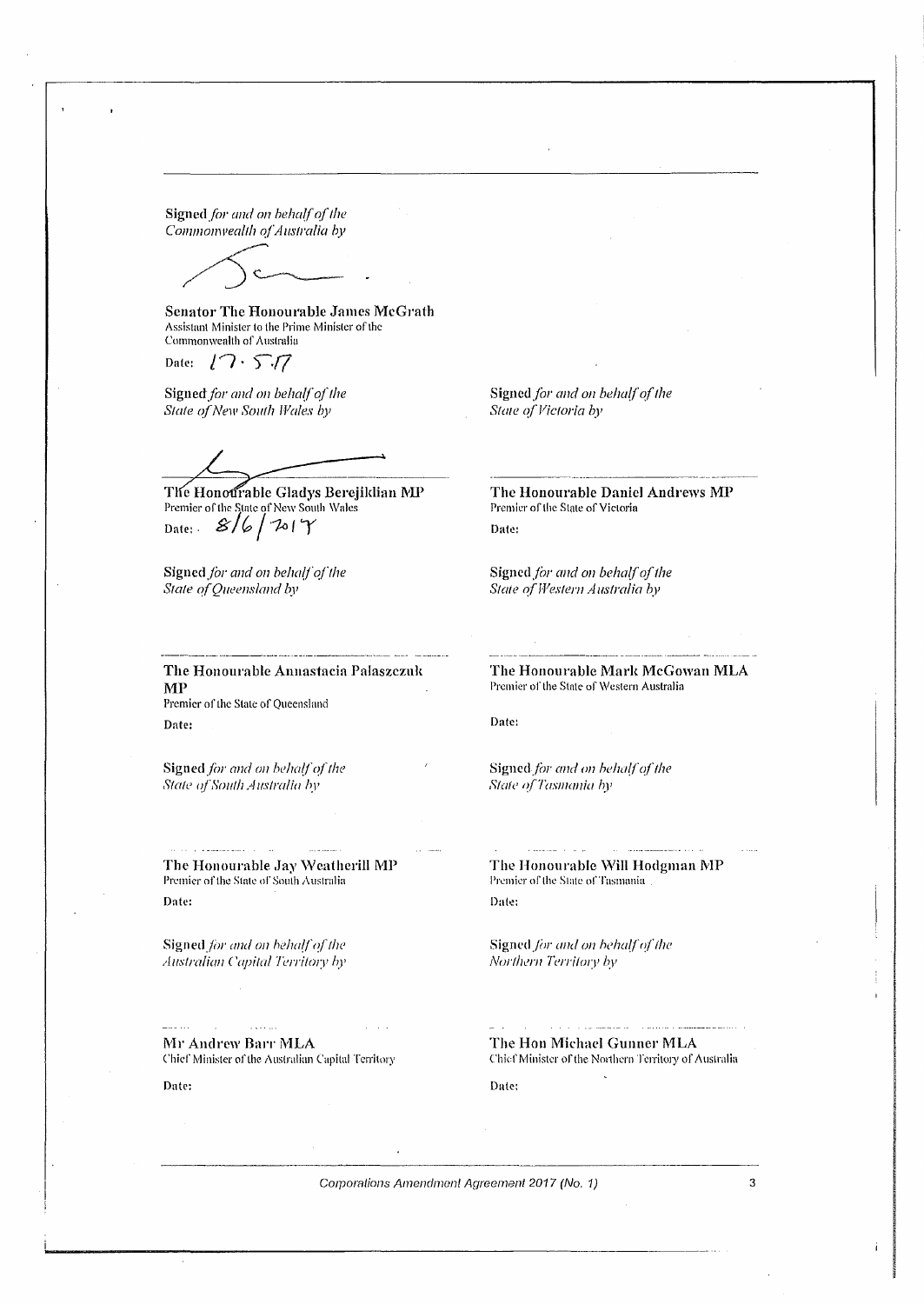**Signed** *for and on behalf of the Commonwealth of Australia by*

**Senator The Honourable James McGrath**
Assistant Minister to the Prime Minister of the Commonwealth of Australia

Date: 17.5.17

**Signed** *for and on behalf of the State of New South Wales by*

**The Honourable Gladys Berejiklian MP**
Premier of the State of New South Wales

Date: 8/6/2017

**Signed** *for and on behalf of the State of Victoria by*

**The Honourable Daniel Andrews MP**
Premier of the State of Victoria

**Date:**

**Signed** *for and on behalf of the State of Queensland by*

**The Honourable Annastacia Palaszczuk MP**
Premier of the State of Queensland

**Date:**

**Signed** *for and on behalf of the State of Western Australia by*

**The Honourable Mark McGowan MLA**
Premier of the State of Western Australia

**Date:**

**Signed** *for and on behalf of the State of South Australia by*

**The Honourable Jay Weatherill MP**
Premier of the State of South Australia

**Date:**

**Signed** *for and on behalf of the State of Tasmania by*

**The Honourable Will Hodgman MP**
Premier of the State of Tasmania

**Date:**

**Signed** *for and on behalf of the Australian Capital Territory by*

**Mr Andrew Barr MLA**
Chief Minister of the Australian Capital Territory

**Date:**

**Signed** *for and on behalf of the Northern Territory by*

**The Hon Michael Gunner MLA**
Chief Minister of the Northern Territory of Australia

**Date:**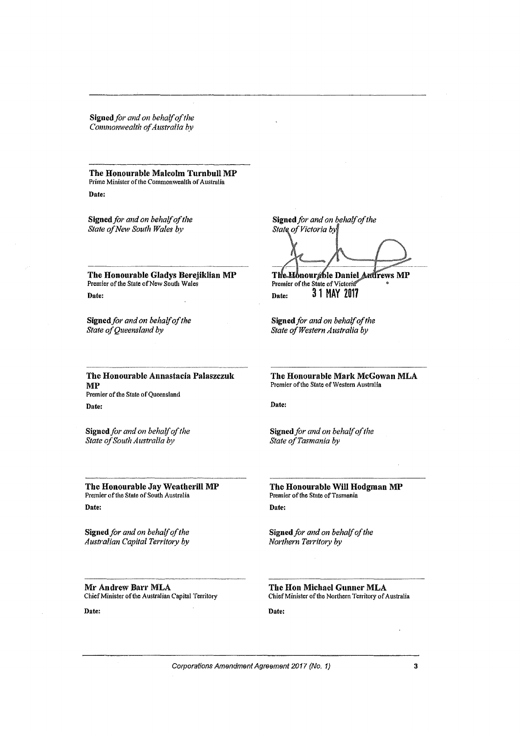**Signed** *for and on behalf of the Commonwealth of Australia by*

**The Honourable Malcolm Turnbull MP**
Prime Minister of the Commonwealth of Australia

**Date:**

**Signed** *for and on behalf of the State of New South Wales by*

**The Honourable Gladys Berejiklian MP**
Premier of the State of New South Wales

**Date:**

**Signed** *for and on behalf of the State of Victoria by*

**The Honourable Daniel Andrews MP**
Premier of the State of Victoria

**Date:** 31 MAY 2017

**Signed** *for and on behalf of the State of Queensland by*

**The Honourable Annastacia Palaszczuk MP**
Premier of the State of Queensland

**Date:**

**Signed** *for and on behalf of the State of Western Australia by*

**The Honourable Mark McGowan MLA**
Premier of the State of Western Australia

**Date:**

**Signed** *for and on behalf of the State of South Australia by*

**The Honourable Jay Weatherill MP**
Premier of the State of South Australia

**Date:**

**Signed** *for and on behalf of the State of Tasmania by*

**The Honourable Will Hodgman MP**
Premier of the State of Tasmania

**Date:**

**Signed** *for and on behalf of the Australian Capital Territory by*

**Mr Andrew Barr MLA**
Chief Minister of the Australian Capital Territory

**Date:**

**Signed** *for and on behalf of the Northern Territory by*

**The Hon Michael Gunner MLA**
Chief Minister of the Northern Territory of Australia

**Date:**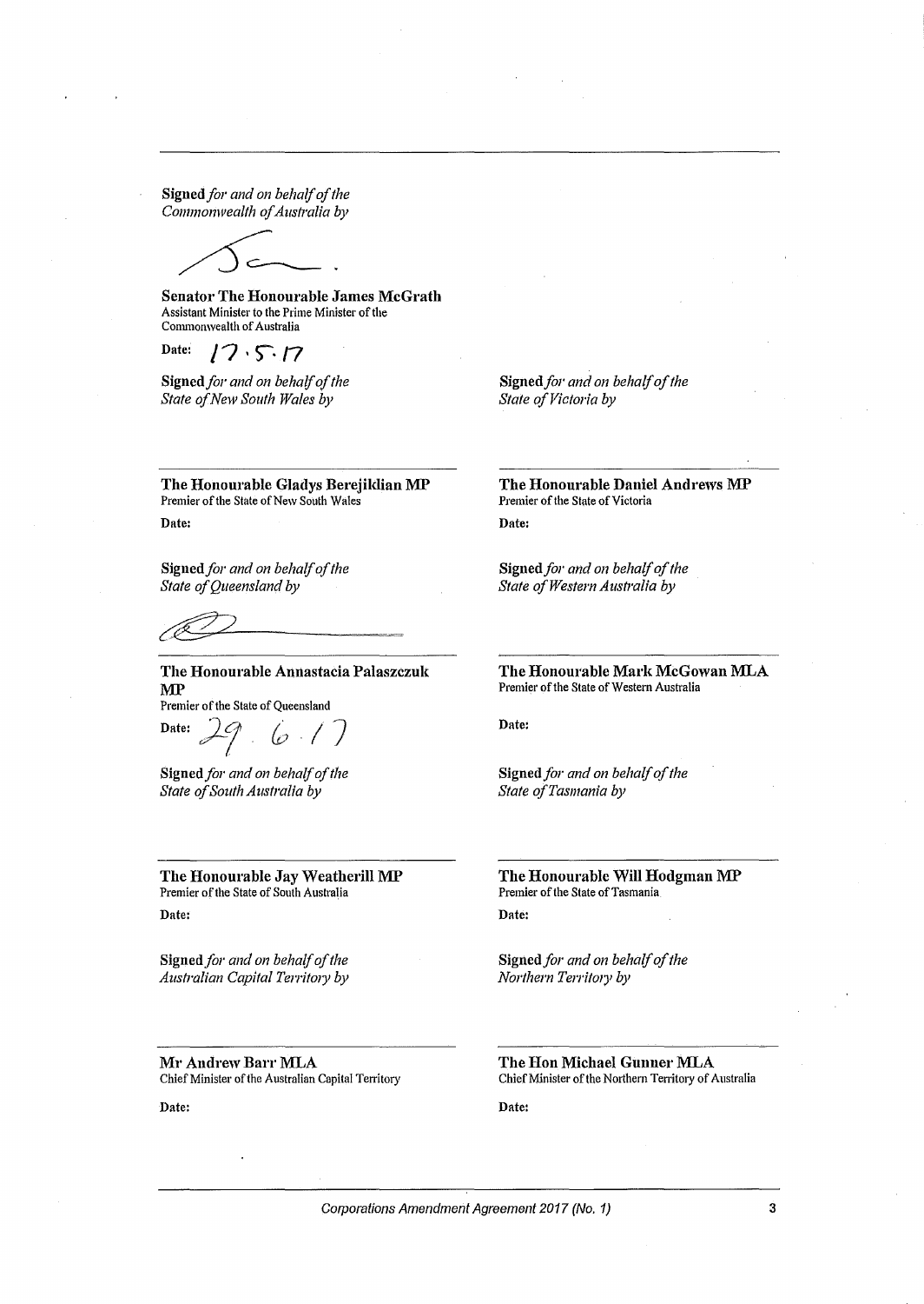**Signed** *for and on behalf of the Commonwealth of Australia by*

**Senator The Honourable James McGrath**
Assistant Minister to the Prime Minister of the Commonwealth of Australia

Date: 17.5.17

**Signed** *for and on behalf of the State of New South Wales by*

**The Honourable Gladys Berejiklian MP**
Premier of the State of New South Wales

Date:

**Signed** *for and on behalf of the State of Victoria by*

**The Honourable Daniel Andrews MP**
Premier of the State of Victoria

Date:

**Signed** *for and on behalf of the State of Queensland by*

**The Honourable Annastacia Palaszczuk MP**
Premier of the State of Queensland

Date: 29.6.17

**Signed** *for and on behalf of the State of Western Australia by*

**The Honourable Mark McGowan MLA**
Premier of the State of Western Australia

Date:

**Signed** *for and on behalf of the State of South Australia by*

**The Honourable Jay Weatherill MP**
Premier of the State of South Australia

Date:

**Signed** *for and on behalf of the State of Tasmania by*

**The Honourable Will Hodgman MP**
Premier of the State of Tasmania

Date:

**Signed** *for and on behalf of the Australian Capital Territory by*

**Mr Andrew Barr MLA**
Chief Minister of the Australian Capital Territory

Date:

**Signed** *for and on behalf of the Northern Territory by*

**The Hon Michael Gunner MLA**
Chief Minister of the Northern Territory of Australia

Date: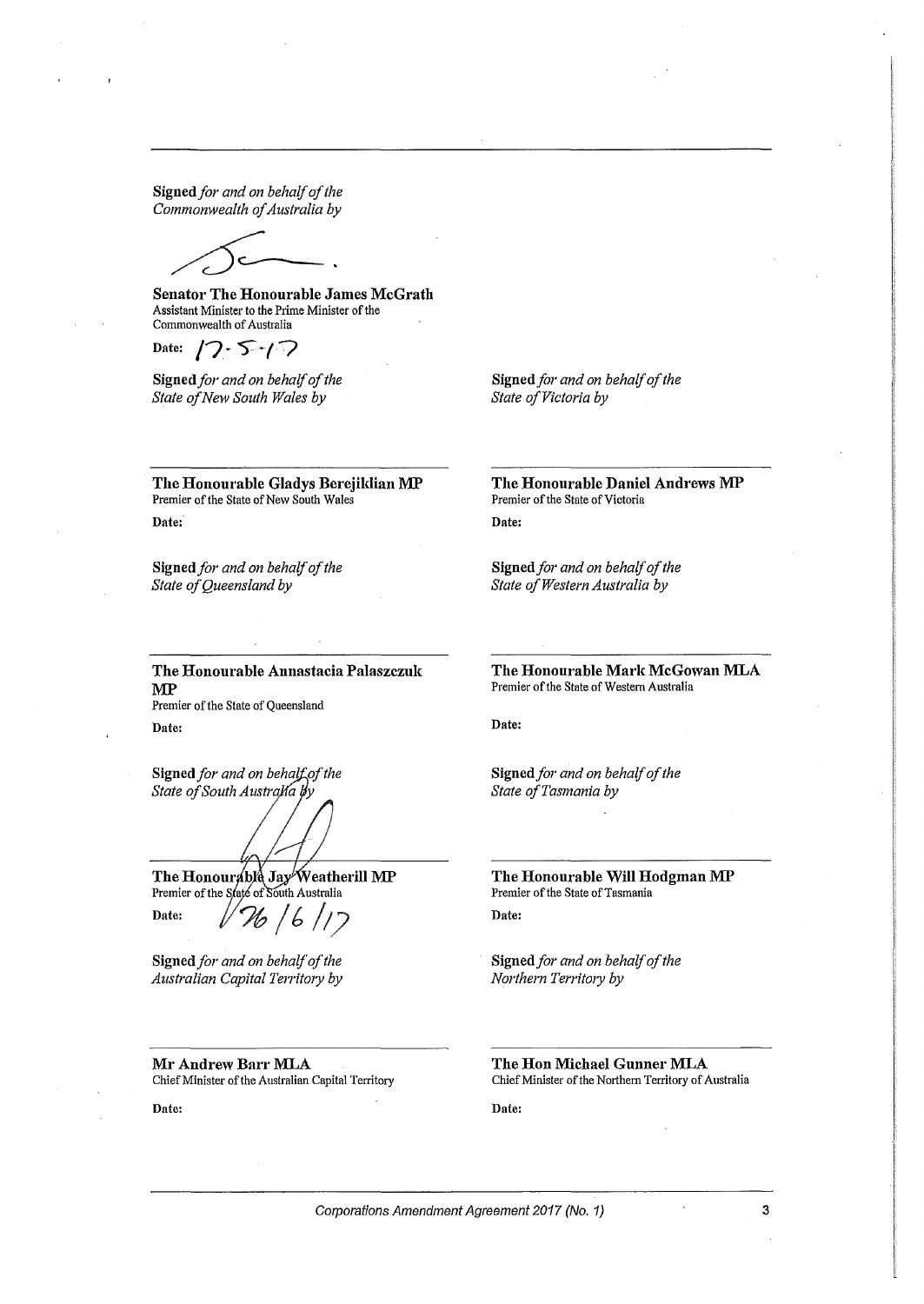---

**Signed** *for and on behalf of the Commonwealth of Australia by*

**Senator The Honourable James McGrath**
Assistant Minister to the Prime Minister of the Commonwealth of Australia

**Date:** 17-5-17

**Signed** *for and on behalf of the State of New South Wales by*

**The Honourable Gladys Berejiklian MP**
Premier of the State of New South Wales

**Date:**

**Signed** *for and on behalf of the State of Victoria by*

**The Honourable Daniel Andrews MP**
Premier of the State of Victoria

**Date:**

**Signed** *for and on behalf of the State of Queensland by*

**The Honourable Annastacia Palaszczuk MP**
Premier of the State of Queensland

**Date:**

**Signed** *for and on behalf of the State of Western Australia by*

**The Honourable Mark McGowan MLA**
Premier of the State of Western Australia

**Date:**

**Signed** *for and on behalf of the State of South Australia by*

**The Honourable Jay Weatherill MP**
Premier of the State of South Australia

**Date:** 26/6/17

**Signed** *for and on behalf of the State of Tasmania by*

**The Honourable Will Hodgman MP**
Premier of the State of Tasmania

**Date:**

**Signed** *for and on behalf of the Australian Capital Territory by*

**Mr Andrew Barr MLA**
Chief Minister of the Australian Capital Territory

**Date:**

**Signed** *for and on behalf of the Northern Territory by*

**The Hon Michael Gunner MLA**
Chief Minister of the Northern Territory of Australia

**Date:**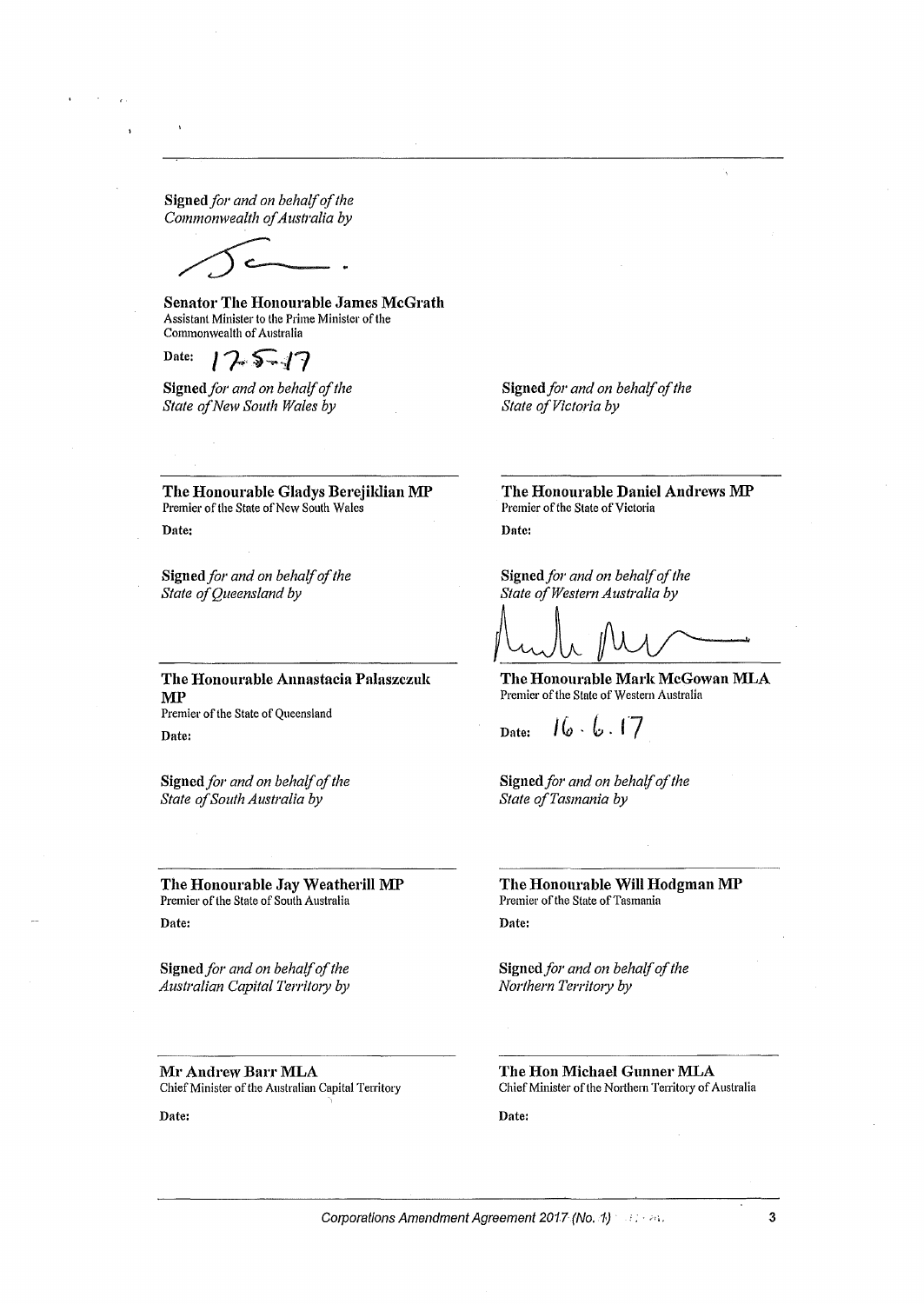**Signed** *for and on behalf of the Commonwealth of Australia by*

**Senator The Honourable James McGrath**
Assistant Minister to the Prime Minister of the Commonwealth of Australia

Date: 17-5-17

**Signed** *for and on behalf of the State of New South Wales by*

**The Honourable Gladys Berejiklian MP**
Premier of the State of New South Wales

**Date:**

**Signed** *for and on behalf of the State of Victoria by*

**The Honourable Daniel Andrews MP**
Premier of the State of Victoria

**Date:**

**Signed** *for and on behalf of the State of Queensland by*

**The Honourable Annastacia Palaszczuk MP**
Premier of the State of Queensland

**Date:**

**Signed** *for and on behalf of the State of Western Australia by*

**The Honourable Mark McGowan MLA**
Premier of the State of Western Australia

Date: 16 . 6 . 17

**Signed** *for and on behalf of the State of South Australia by*

**The Honourable Jay Weatherill MP**
Premier of the State of South Australia

**Date:**

**Signed** *for and on behalf of the State of Tasmania by*

**The Honourable Will Hodgman MP**
Premier of the State of Tasmania

**Date:**

**Signed** *for and on behalf of the Australian Capital Territory by*

**Mr Andrew Barr MLA**
Chief Minister of the Australian Capital Territory

**Date:**

**Signed** *for and on behalf of the Northern Territory by*

**The Hon Michael Gunner MLA**
Chief Minister of the Northern Territory of Australia

**Date:**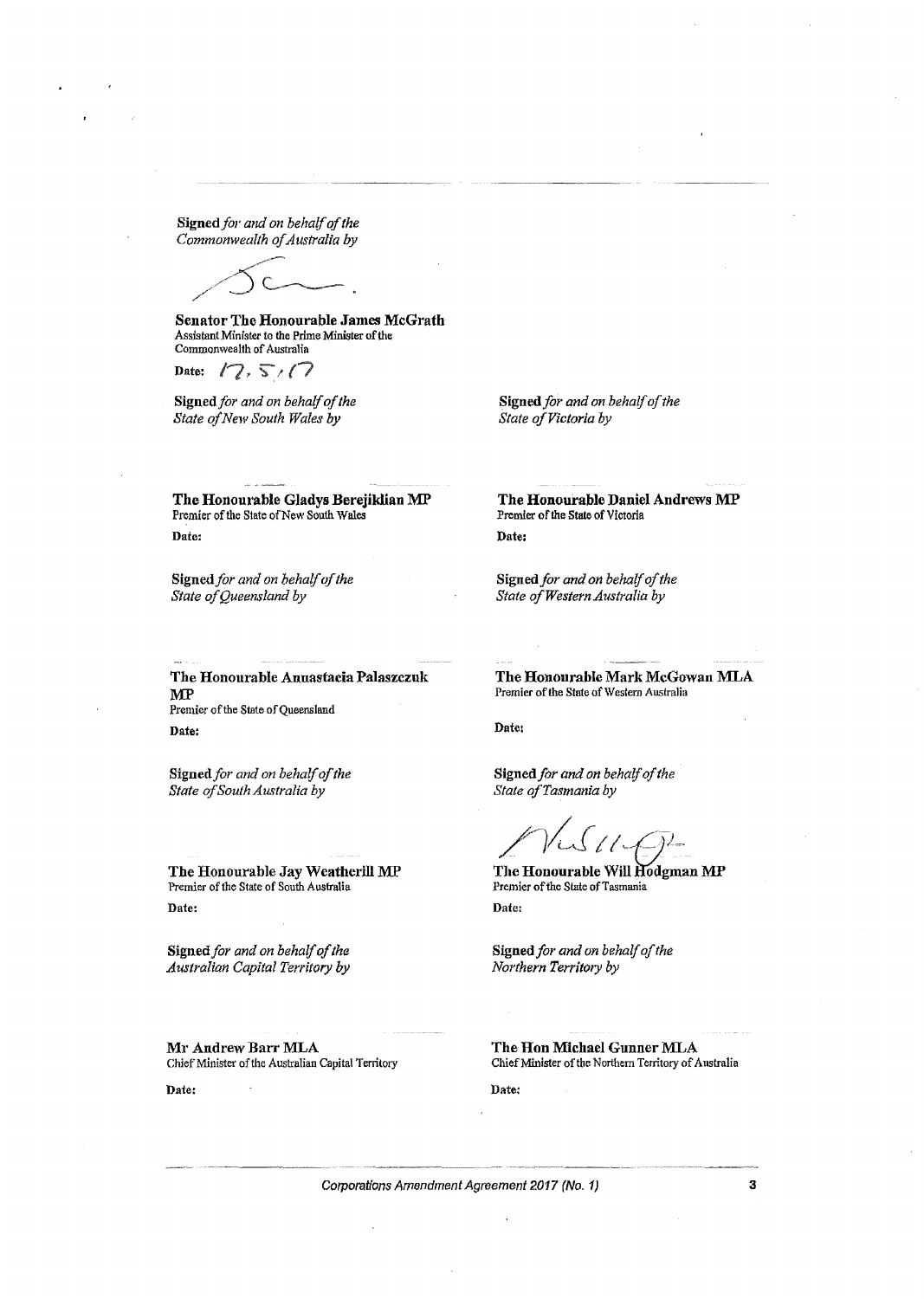**Signed** *for and on behalf of the Commonwealth of Australia by*

**Senator The Honourable James McGrath**
Assistant Minister to the Prime Minister of the Commonwealth of Australia

**Date:** 17.5.17

**Signed** *for and on behalf of the State of New South Wales by*

**The Honourable Gladys Berejiklian MP**
Premier of the State of New South Wales

**Date:**

**Signed** *for and on behalf of the State of Victoria by*

**The Honourable Daniel Andrews MP**
Premier of the State of Victoria

**Date:**

**Signed** *for and on behalf of the State of Queensland by*

**The Honourable Annastacia Palaszczuk MP**
Premier of the State of Queensland

**Date:**

**Signed** *for and on behalf of the State of Western Australia by*

**The Honourable Mark McGowan MLA**
Premier of the State of Western Australia

**Date:**

**Signed** *for and on behalf of the State of South Australia by*

**The Honourable Jay Weatherill MP**
Premier of the State of South Australia

**Date:**

**Signed** *for and on behalf of the State of Tasmania by*

**The Honourable Will Hodgman MP**
Premier of the State of Tasmania

**Date:**

**Signed** *for and on behalf of the Australian Capital Territory by*

**Mr Andrew Barr MLA**
Chief Minister of the Australian Capital Territory

**Date:**

**Signed** *for and on behalf of the Northern Territory by*

**The Hon Michael Gunner MLA**
Chief Minister of the Northern Territory of Australia

**Date:**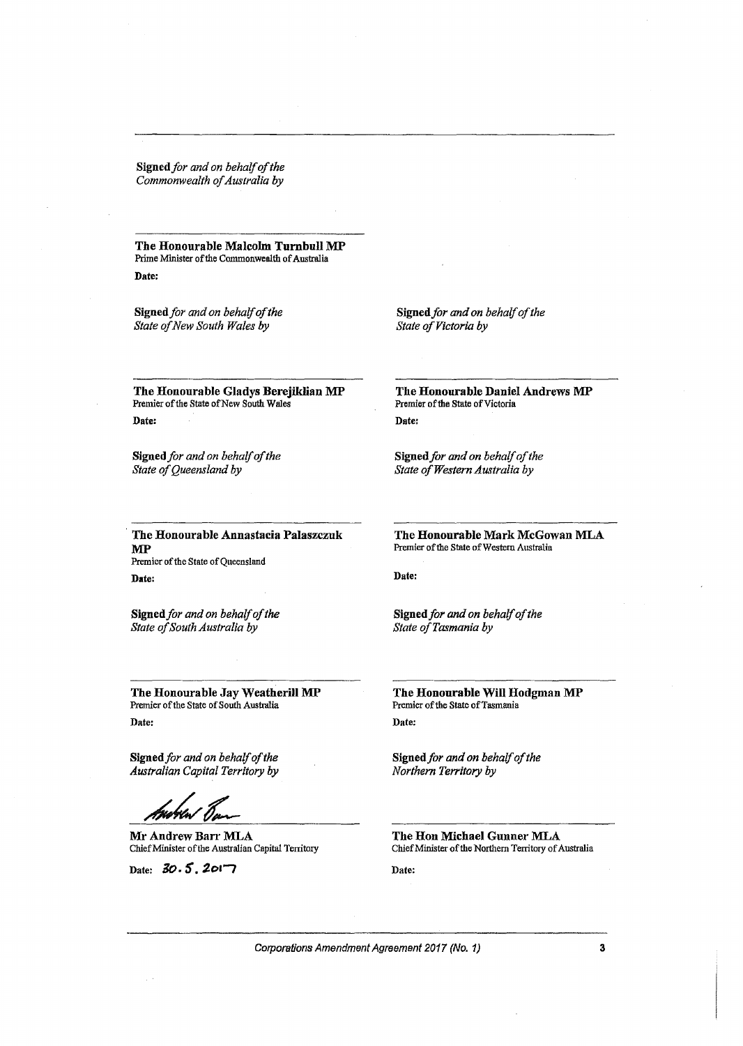**Signed** *for and on behalf of the Commonwealth of Australia by*

**The Honourable Malcolm Turnbull MP**
Prime Minister of the Commonwealth of Australia

**Date:**

**Signed** *for and on behalf of the State of New South Wales by*

**The Honourable Gladys Berejiklian MP**
Premier of the State of New South Wales

**Date:**

**Signed** *for and on behalf of the State of Victoria by*

**The Honourable Daniel Andrews MP**
Premier of the State of Victoria

**Date:**

**Signed** *for and on behalf of the State of Queensland by*

**The Honourable Annastacia Palaszczuk MP**
Premier of the State of Queensland

**Date:**

**Signed** *for and on behalf of the State of Western Australia by*

**The Honourable Mark McGowan MLA**
Premier of the State of Western Australia

**Date:**

**Signed** *for and on behalf of the State of South Australia by*

**The Honourable Jay Weatherill MP**
Premier of the State of South Australia

**Date:**

**Signed** *for and on behalf of the State of Tasmania by*

**The Honourable Will Hodgman MP**
Premier of the State of Tasmania

**Date:**

**Signed** *for and on behalf of the Australian Capital Territory by*

**Mr Andrew Barr MLA**
Chief Minister of the Australian Capital Territory

**Date:** 30.5.2017

**Signed** *for and on behalf of the Northern Territory by*

**The Hon Michael Gunner MLA**
Chief Minister of the Northern Territory of Australia

**Date:**

*Corporations Amendment Agreement 2017 (No. 1)*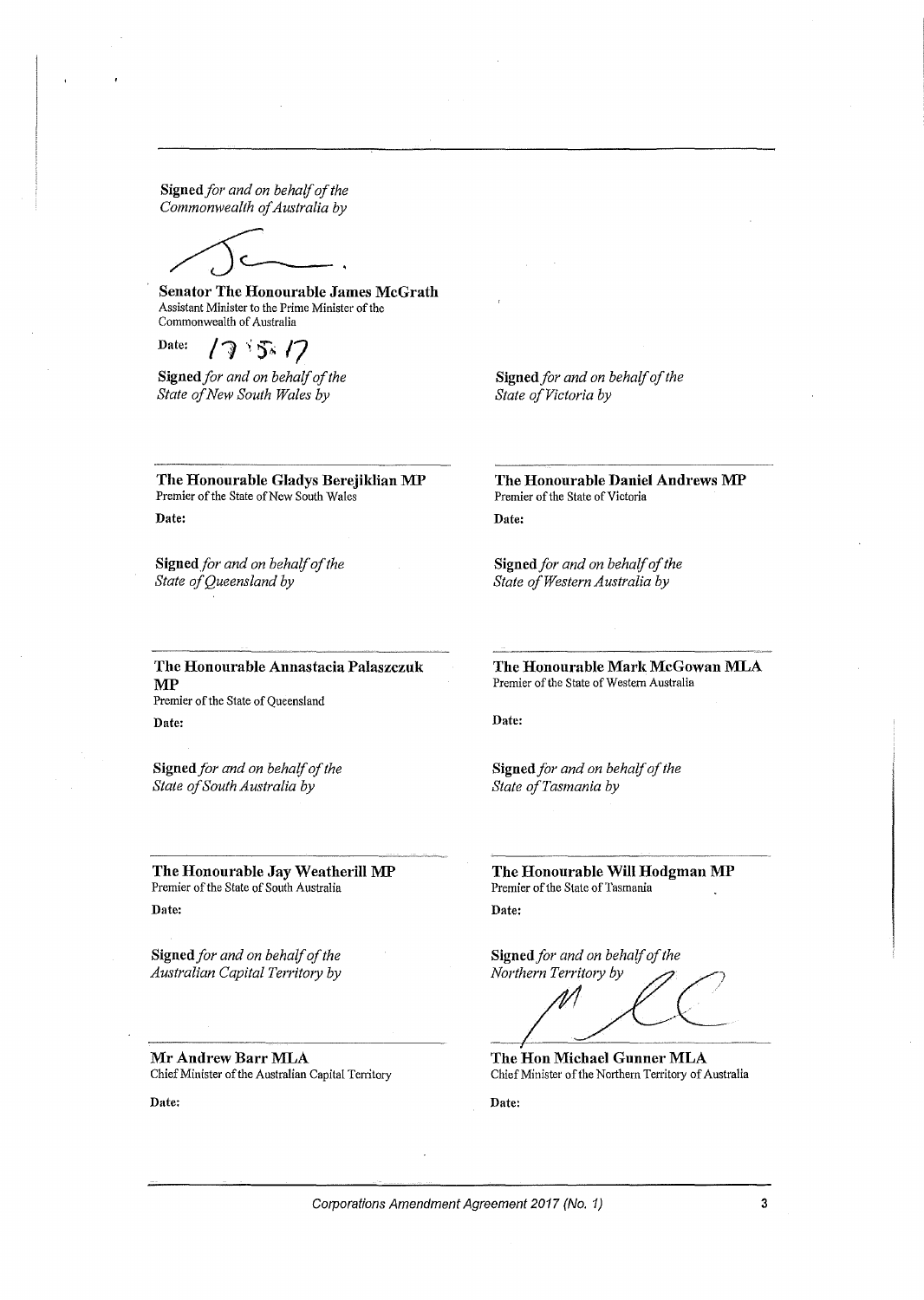**Signed** *for and on behalf of the Commonwealth of Australia by*

**Senator The Honourable James McGrath**
Assistant Minister to the Prime Minister of the Commonwealth of Australia

Date: 17.5.17

**Signed** *for and on behalf of the State of New South Wales by*

**The Honourable Gladys Berejiklian MP**
Premier of the State of New South Wales

**Date:**

**Signed** *for and on behalf of the State of Victoria by*

**The Honourable Daniel Andrews MP**
Premier of the State of Victoria

**Date:**

**Signed** *for and on behalf of the State of Queensland by*

**The Honourable Annastacia Palaszczuk MP**
Premier of the State of Queensland

**Date:**

**Signed** *for and on behalf of the State of Western Australia by*

**The Honourable Mark McGowan MLA**
Premier of the State of Western Australia

**Date:**

**Signed** *for and on behalf of the State of South Australia by*

**The Honourable Jay Weatherill MP**
Premier of the State of South Australia

**Date:**

**Signed** *for and on behalf of the State of Tasmania by*

**The Honourable Will Hodgman MP**
Premier of the State of Tasmania

**Date:**

**Signed** *for and on behalf of the Australian Capital Territory by*

**Mr Andrew Barr MLA**
Chief Minister of the Australian Capital Territory

**Date:**

**Signed** *for and on behalf of the Northern Territory by*

**The Hon Michael Gunner MLA**
Chief Minister of the Northern Territory of Australia

**Date:**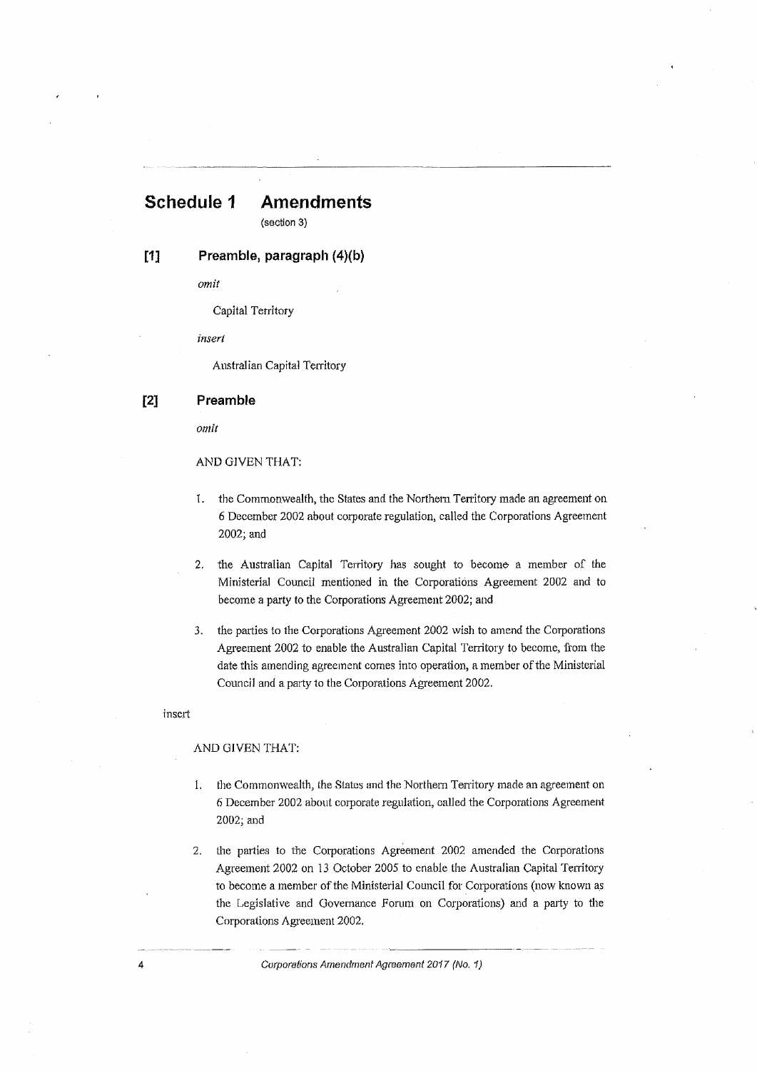# Schedule 1 Amendments

(section 3)

## [1] Preamble, paragraph (4)(b)

*omit*

Capital Territory

*insert*

Australian Capital Territory

## [2] Preamble

*omit*

AND GIVEN THAT:

1. the Commonwealth, the States and the Northern Territory made an agreement on 6 December 2002 about corporate regulation, called the Corporations Agreement 2002; and

2. the Australian Capital Territory has sought to become a member of the Ministerial Council mentioned in the Corporations Agreement 2002 and to become a party to the Corporations Agreement 2002; and

3. the parties to the Corporations Agreement 2002 wish to amend the Corporations Agreement 2002 to enable the Australian Capital Territory to become, from the date this amending agreement comes into operation, a member of the Ministerial Council and a party to the Corporations Agreement 2002.

insert

AND GIVEN THAT:

1. the Commonwealth, the States and the Northern Territory made an agreement on 6 December 2002 about corporate regulation, called the Corporations Agreement 2002; and

2. the parties to the Corporations Agreement 2002 amended the Corporations Agreement 2002 on 13 October 2005 to enable the Australian Capital Territory to become a member of the Ministerial Council for Corporations (now known as the Legislative and Governance Forum on Corporations) and a party to the Corporations Agreement 2002.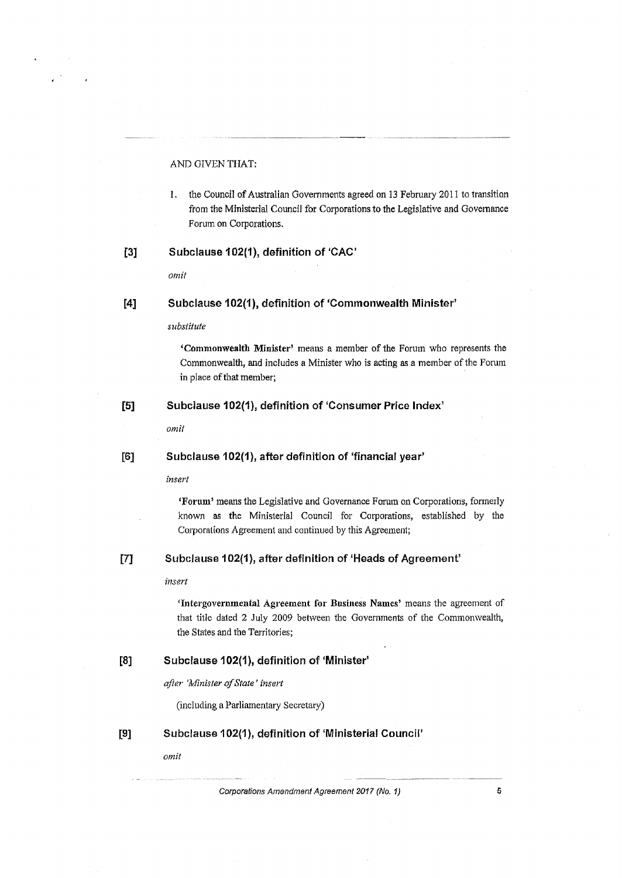AND GIVEN THAT:

1. the Council of Australian Governments agreed on 13 February 2011 to transition from the Ministerial Council for Corporations to the Legislative and Governance Forum on Corporations.

### [3] Subclause 102(1), definition of 'CAC'

*omit*

### [4] Subclause 102(1), definition of 'Commonwealth Minister'

*substitute*

**'Commonwealth Minister'** means a member of the Forum who represents the Commonwealth, and includes a Minister who is acting as a member of the Forum in place of that member;

### [5] Subclause 102(1), definition of 'Consumer Price Index'

*omit*

### [6] Subclause 102(1), after definition of 'financial year'

*insert*

**'Forum'** means the Legislative and Governance Forum on Corporations, formerly known as the Ministerial Council for Corporations, established by the Corporations Agreement and continued by this Agreement;

### [7] Subclause 102(1), after definition of 'Heads of Agreement'

*insert*

**'Intergovernmental Agreement for Business Names'** means the agreement of that title dated 2 July 2009 between the Governments of the Commonwealth, the States and the Territories;

### [8] Subclause 102(1), definition of 'Minister'

*after 'Minister of State' insert*

(including a Parliamentary Secretary)

### [9] Subclause 102(1), definition of 'Ministerial Council'

*omit*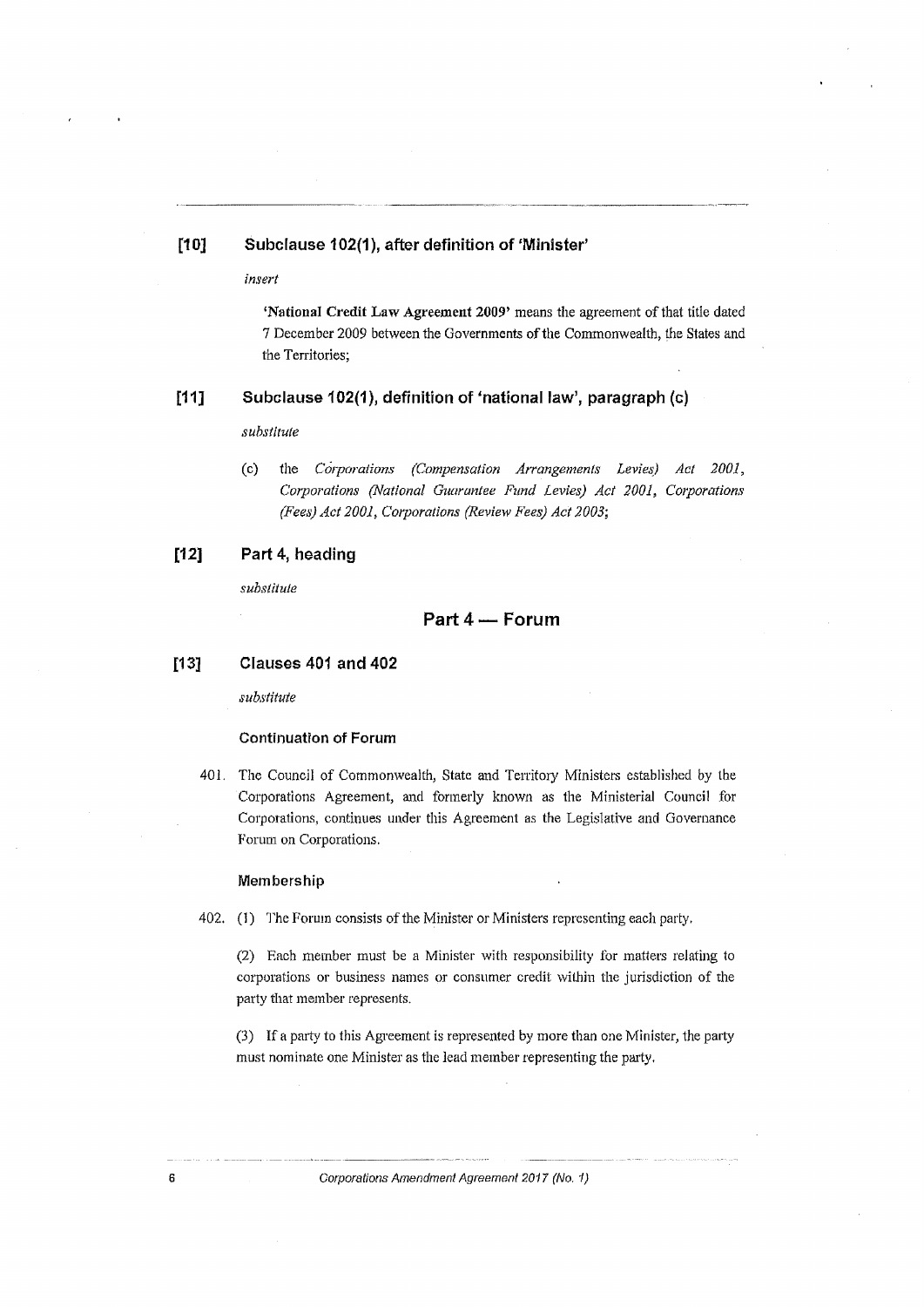### [10] Subclause 102(1), after definition of 'Minister'

*insert*

> **'National Credit Law Agreement 2009'** means the agreement of that title dated 7 December 2009 between the Governments of the Commonwealth, the States and the Territories;

### [11] Subclause 102(1), definition of 'national law', paragraph (c)

*substitute*

> (c) the *Corporations (Compensation Arrangements Levies) Act 2001*, *Corporations (National Guarantee Fund Levies) Act 2001*, *Corporations (Fees) Act 2001*, *Corporations (Review Fees) Act 2003*;

### [12] Part 4, heading

*substitute*

## Part 4 — Forum

### [13] Clauses 401 and 402

*substitute*

#### Continuation of Forum

401. The Council of Commonwealth, State and Territory Ministers established by the Corporations Agreement, and formerly known as the Ministerial Council for Corporations, continues under this Agreement as the Legislative and Governance Forum on Corporations.

#### Membership

402. (1) The Forum consists of the Minister or Ministers representing each party.

(2) Each member must be a Minister with responsibility for matters relating to corporations or business names or consumer credit within the jurisdiction of the party that member represents.

(3) If a party to this Agreement is represented by more than one Minister, the party must nominate one Minister as the lead member representing the party.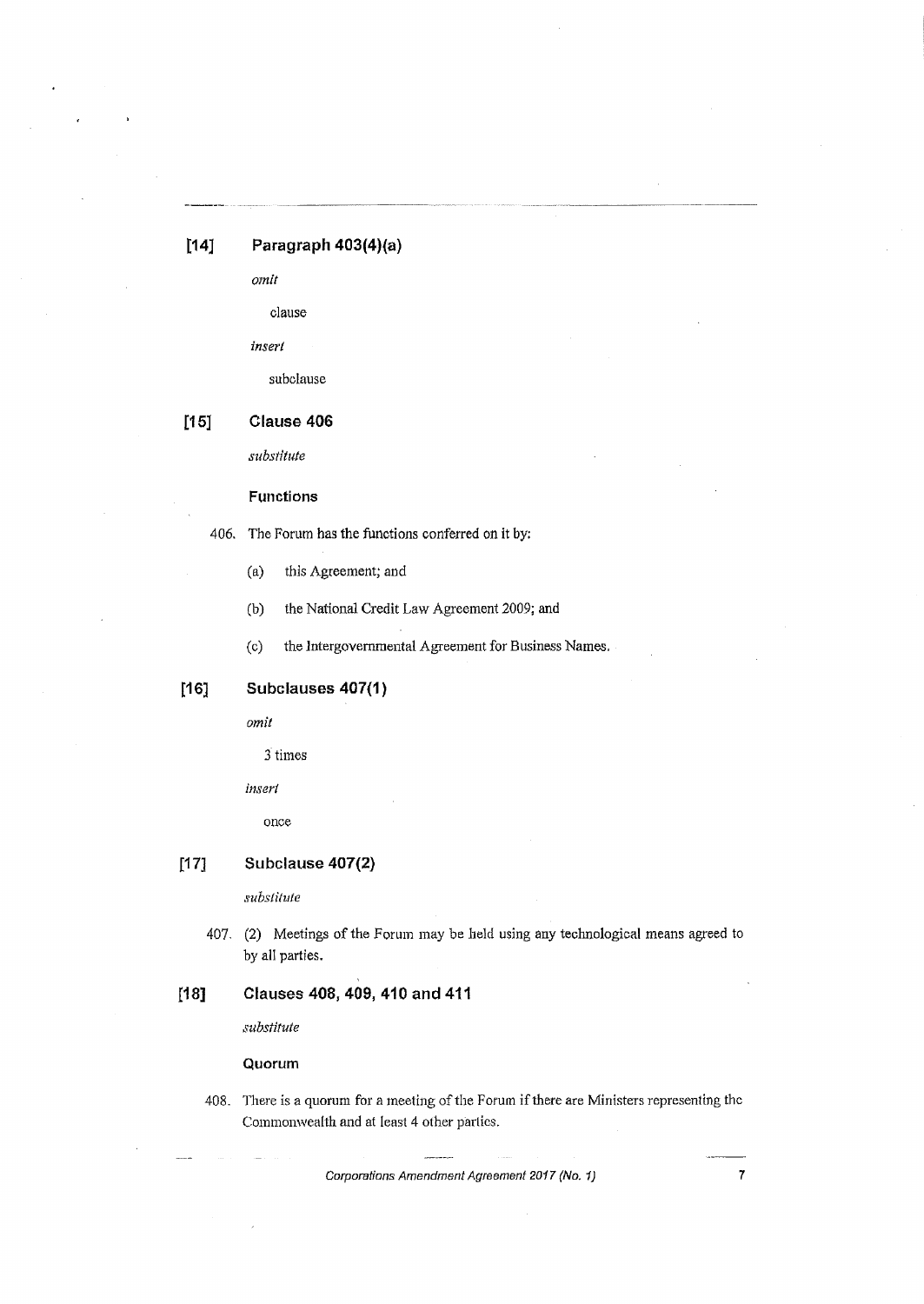### [14] Paragraph 403(4)(a)

*omit*

clause

*insert*

subclause

### [15] Clause 406

*substitute*

#### Functions

406. The Forum has the functions conferred on it by:

(a) this Agreement; and

(b) the National Credit Law Agreement 2009; and

(c) the Intergovernmental Agreement for Business Names.

### [16] Subclauses 407(1)

*omit*

3 times

*insert*

once

### [17] Subclause 407(2)

*substitute*

407. (2) Meetings of the Forum may be held using any technological means agreed to by all parties.

### [18] Clauses 408, 409, 410 and 411

*substitute*

#### Quorum

408. There is a quorum for a meeting of the Forum if there are Ministers representing the Commonwealth and at least 4 other parties.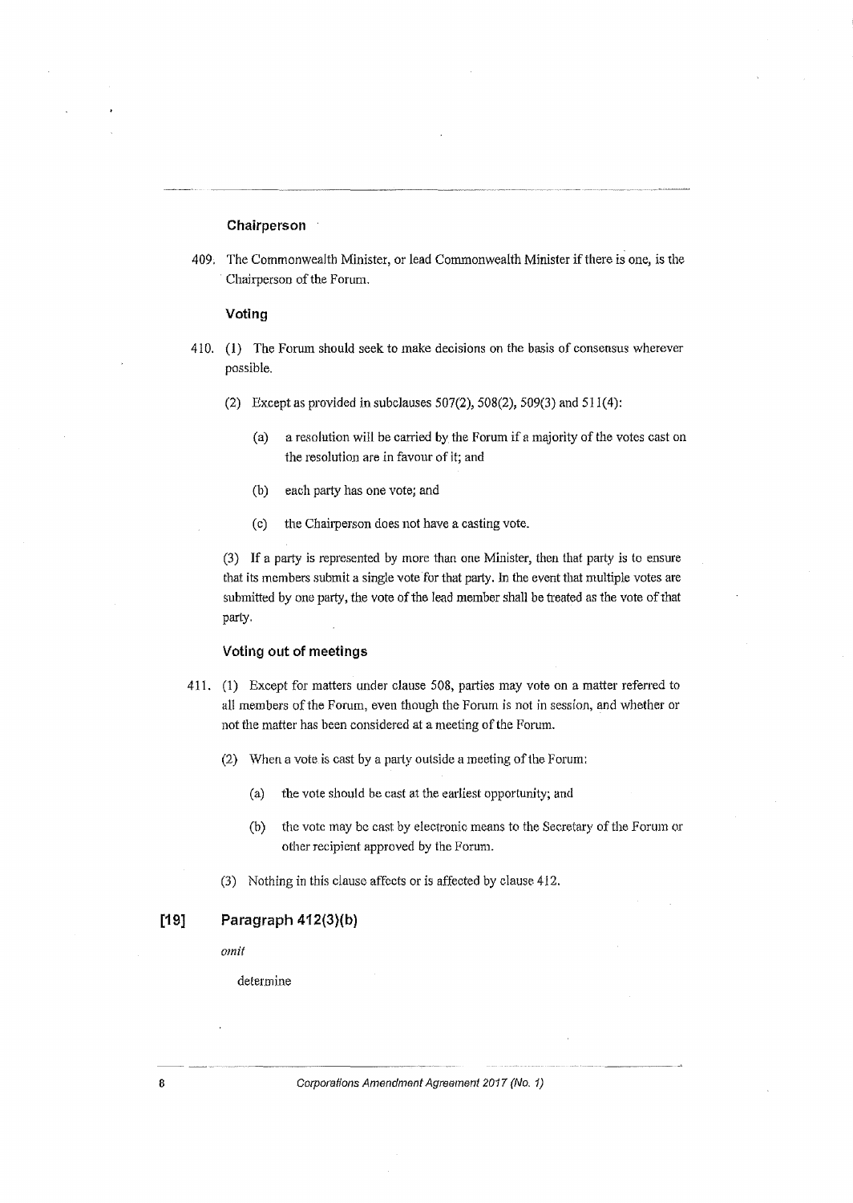#### Chairperson

409. The Commonwealth Minister, or lead Commonwealth Minister if there is one, is the Chairperson of the Forum.

#### Voting

410. (1) The Forum should seek to make decisions on the basis of consensus wherever possible.

    (2) Except as provided in subclauses 507(2), 508(2), 509(3) and 511(4):

    (a) a resolution will be carried by the Forum if a majority of the votes cast on the resolution are in favour of it; and

    (b) each party has one vote; and

    (c) the Chairperson does not have a casting vote.

    (3) If a party is represented by more than one Minister, then that party is to ensure that its members submit a single vote for that party. In the event that multiple votes are submitted by one party, the vote of the lead member shall be treated as the vote of that party.

#### Voting out of meetings

411. (1) Except for matters under clause 508, parties may vote on a matter referred to all members of the Forum, even though the Forum is not in session, and whether or not the matter has been considered at a meeting of the Forum.

    (2) When a vote is cast by a party outside a meeting of the Forum:

    (a) the vote should be cast at the earliest opportunity; and

    (b) the vote may be cast by electronic means to the Secretary of the Forum or other recipient approved by the Forum.

    (3) Nothing in this clause affects or is affected by clause 412.

### [19] Paragraph 412(3)(b)

*omit*

determine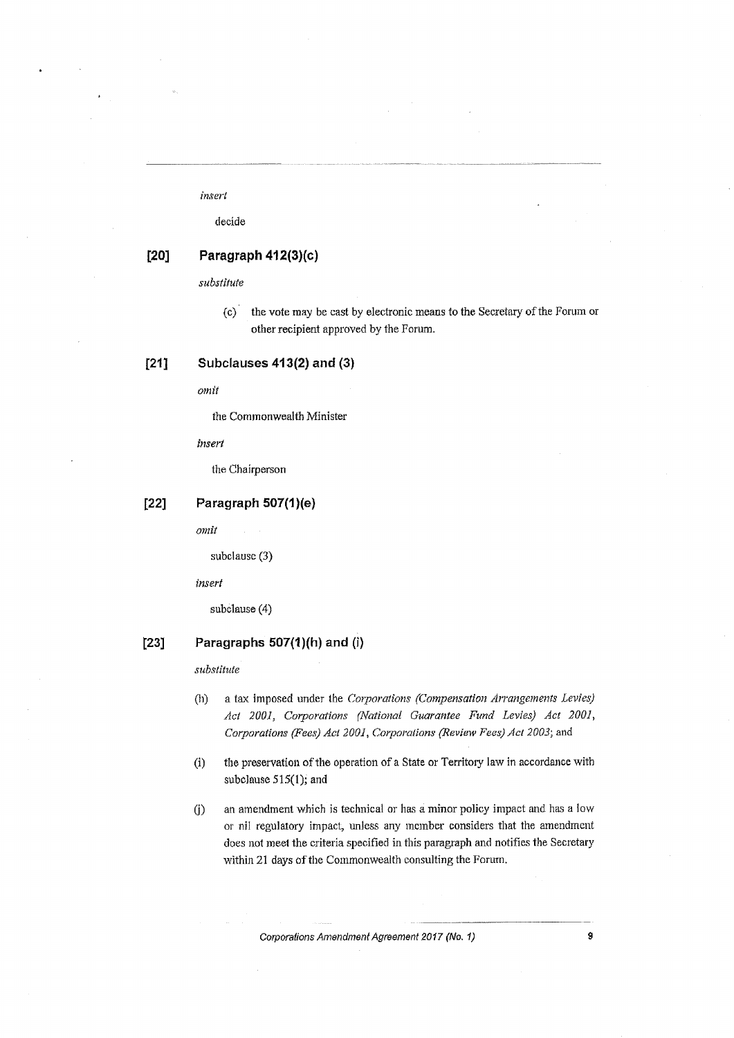*insert*

decide

## [20] Paragraph 412(3)(c)

*substitute*

(c) the vote may be cast by electronic means to the Secretary of the Forum or other recipient approved by the Forum.

## [21] Subclauses 413(2) and (3)

*omit*

the Commonwealth Minister

*insert*

the Chairperson

## [22] Paragraph 507(1)(e)

*omit*

subclause (3)

*insert*

subclause (4)

## [23] Paragraphs 507(1)(h) and (i)

*substitute*

(h) a tax imposed under the *Corporations (Compensation Arrangements Levies) Act 2001*, *Corporations (National Guarantee Fund Levies) Act 2001*, *Corporations (Fees) Act 2001*, *Corporations (Review Fees) Act 2003*; and

(i) the preservation of the operation of a State or Territory law in accordance with subclause 515(1); and

(j) an amendment which is technical or has a minor policy impact and has a low or nil regulatory impact, unless any member considers that the amendment does not meet the criteria specified in this paragraph and notifies the Secretary within 21 days of the Commonwealth consulting the Forum.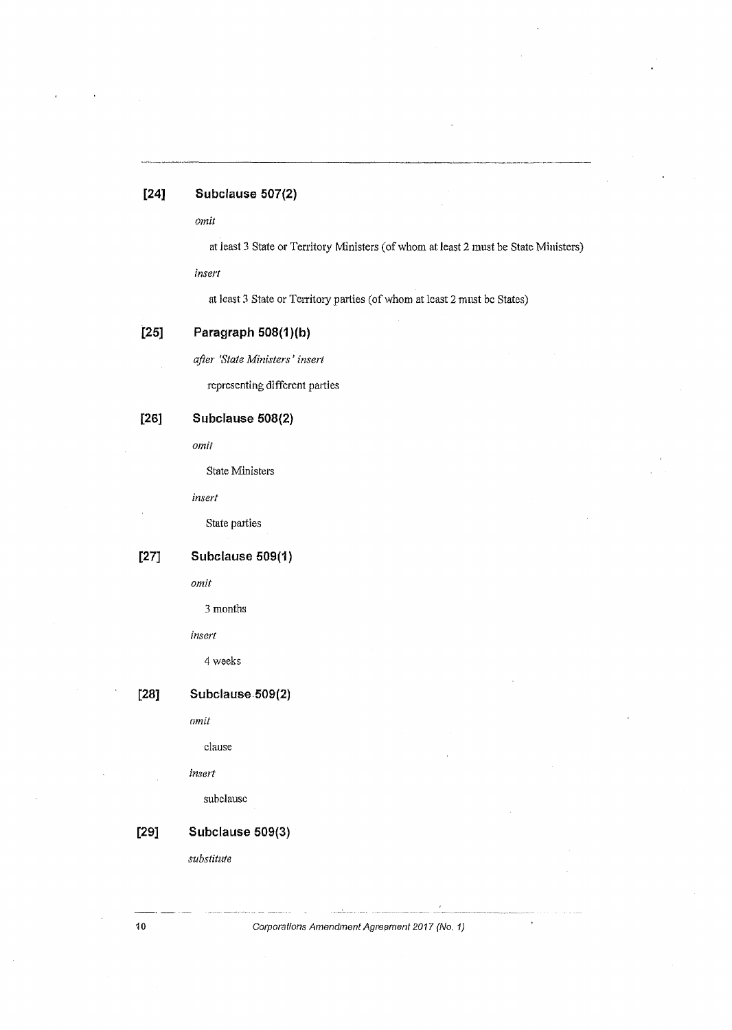## [24] Subclause 507(2)

*omit*

at least 3 State or Territory Ministers (of whom at least 2 must be State Ministers)

*insert*

at least 3 State or Territory parties (of whom at least 2 must be States)

## [25] Paragraph 508(1)(b)

*after 'State Ministers' insert*

representing different parties

## [26] Subclause 508(2)

*omit*

State Ministers

*insert*

State parties

## [27] Subclause 509(1)

*omit*

3 months

*insert*

4 weeks

## [28] Subclause 509(2)

*omit*

clause

*insert*

subclause

## [29] Subclause 509(3)

*substitute*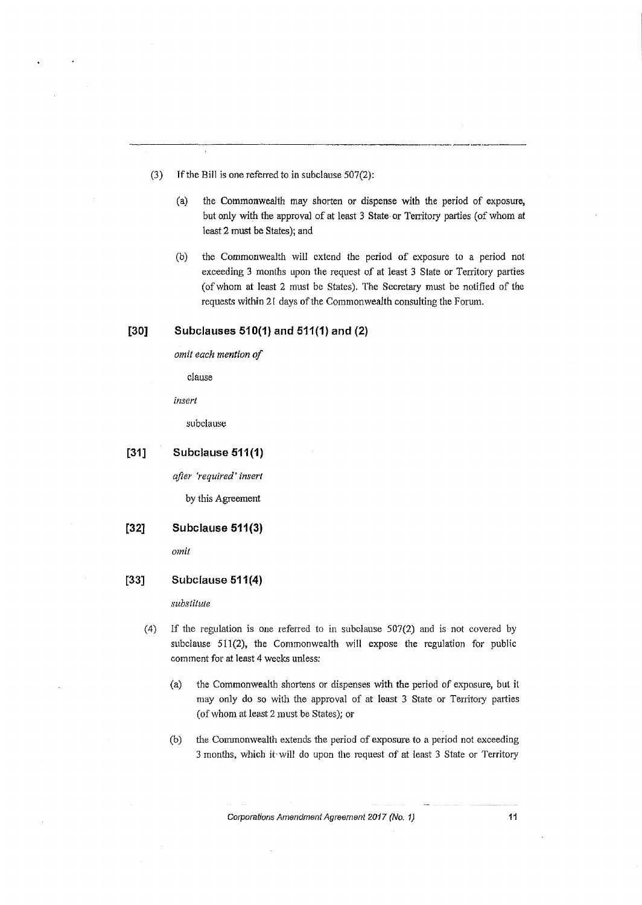(3) If the Bill is one referred to in subclause 507(2):

(a) the Commonwealth may shorten or dispense with the period of exposure, but only with the approval of at least 3 State or Territory parties (of whom at least 2 must be States); and

(b) the Commonwealth will extend the period of exposure to a period not exceeding 3 months upon the request of at least 3 State or Territory parties (of whom at least 2 must be States). The Secretary must be notified of the requests within 21 days of the Commonwealth consulting the Forum.

### [30] Subclauses 510(1) and 511(1) and (2)

*omit each mention of*

clause

*insert*

subclause

### [31] Subclause 511(1)

*after 'required' insert*

by this Agreement

### [32] Subclause 511(3)

*omit*

### [33] Subclause 511(4)

*substitute*

(4) If the regulation is one referred to in subclause 507(2) and is not covered by subclause 511(2), the Commonwealth will expose the regulation for public comment for at least 4 weeks unless:

(a) the Commonwealth shortens or dispenses with the period of exposure, but it may only do so with the approval of at least 3 State or Territory parties (of whom at least 2 must be States); or

(b) the Commonwealth extends the period of exposure to a period not exceeding 3 months, which it will do upon the request of at least 3 State or Territory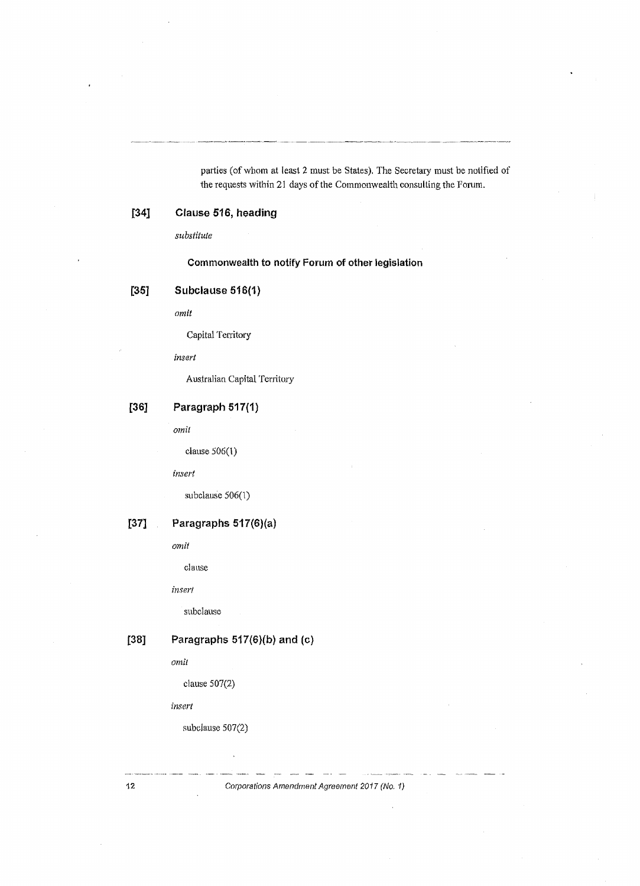parties (of whom at least 2 must be States). The Secretary must be notified of the requests within 21 days of the Commonwealth consulting the Forum.

### [34] Clause 516, heading

*substitute*

**Commonwealth to notify Forum of other legislation**

### [35] Subclause 516(1)

*omit*

Capital Territory

*insert*

Australian Capital Territory

### [36] Paragraph 517(1)

*omit*

clause 506(1)

*insert*

subclause 506(1)

### [37] Paragraphs 517(6)(a)

*omit*

clause

*insert*

subclause

### [38] Paragraphs 517(6)(b) and (c)

*omit*

clause 507(2)

*insert*

subclause 507(2)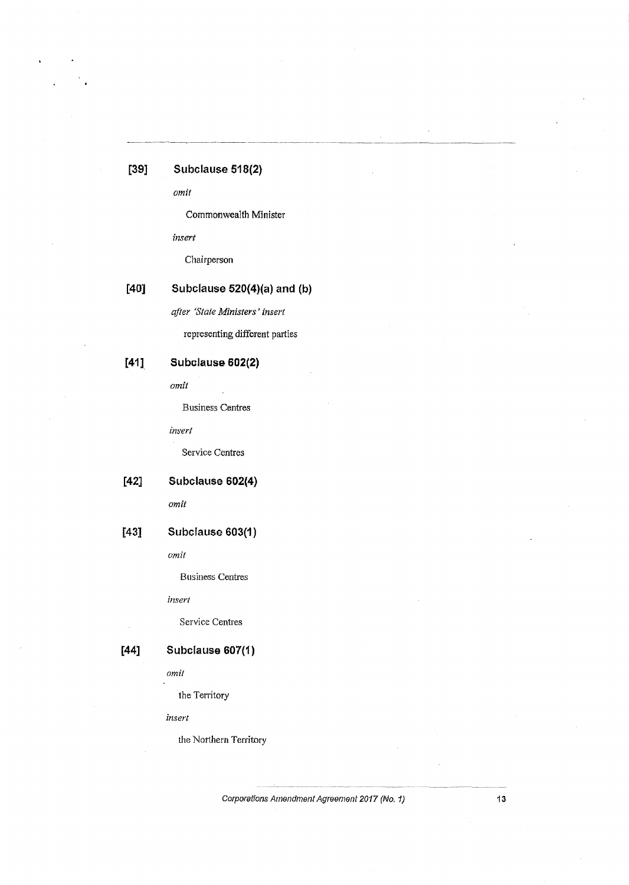### [39] Subclause 518(2)

*omit*

Commonwealth Minister

*insert*

Chairperson

### [40] Subclause 520(4)(a) and (b)

*after 'State Ministers' insert*

representing different parties

### [41] Subclause 602(2)

*omit*

Business Centres

*insert*

Service Centres

### [42] Subclause 602(4)

*omit*

### [43] Subclause 603(1)

*omit*

Business Centres

*insert*

Service Centres

### [44] Subclause 607(1)

*omit*

the Territory

*insert*

the Northern Territory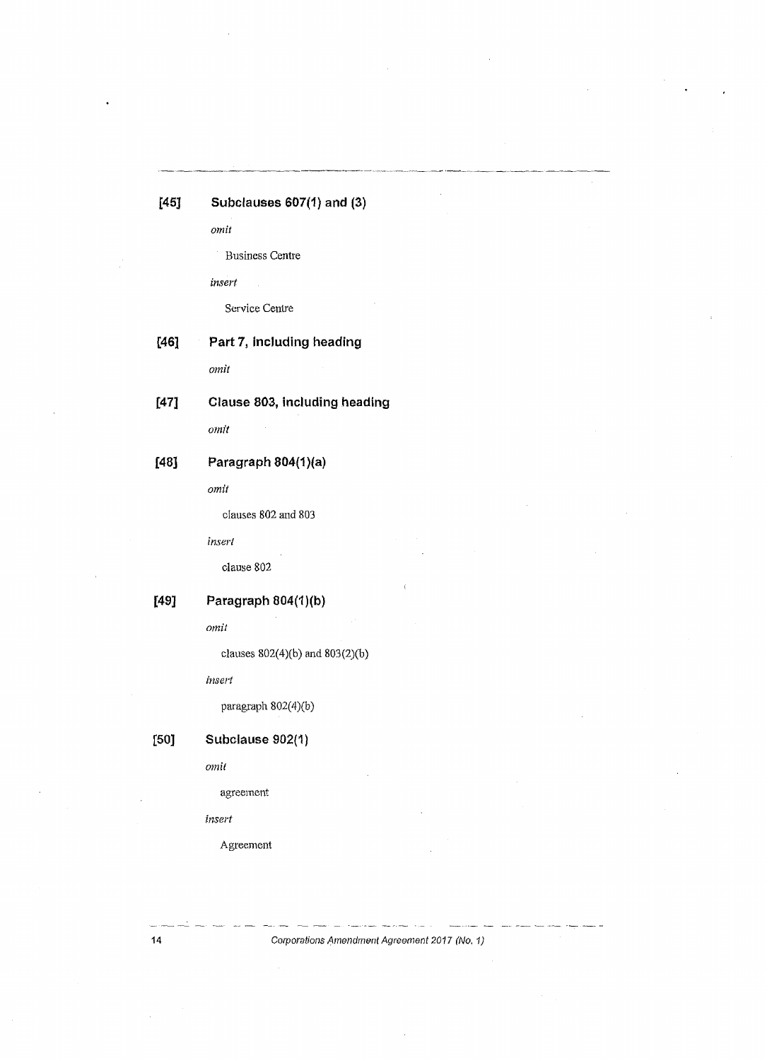**[45] Subclauses 607(1) and (3)**

*omit*

Business Centre

*insert*

Service Centre

**[46] Part 7, including heading**

*omit*

**[47] Clause 803, including heading**

*omit*

**[48] Paragraph 804(1)(a)**

*omit*

clauses 802 and 803

*insert*

clause 802

**[49] Paragraph 804(1)(b)**

*omit*

clauses 802(4)(b) and 803(2)(b)

*insert*

paragraph 802(4)(b)

**[50] Subclause 902(1)**

*omit*

agreement

*insert*

Agreement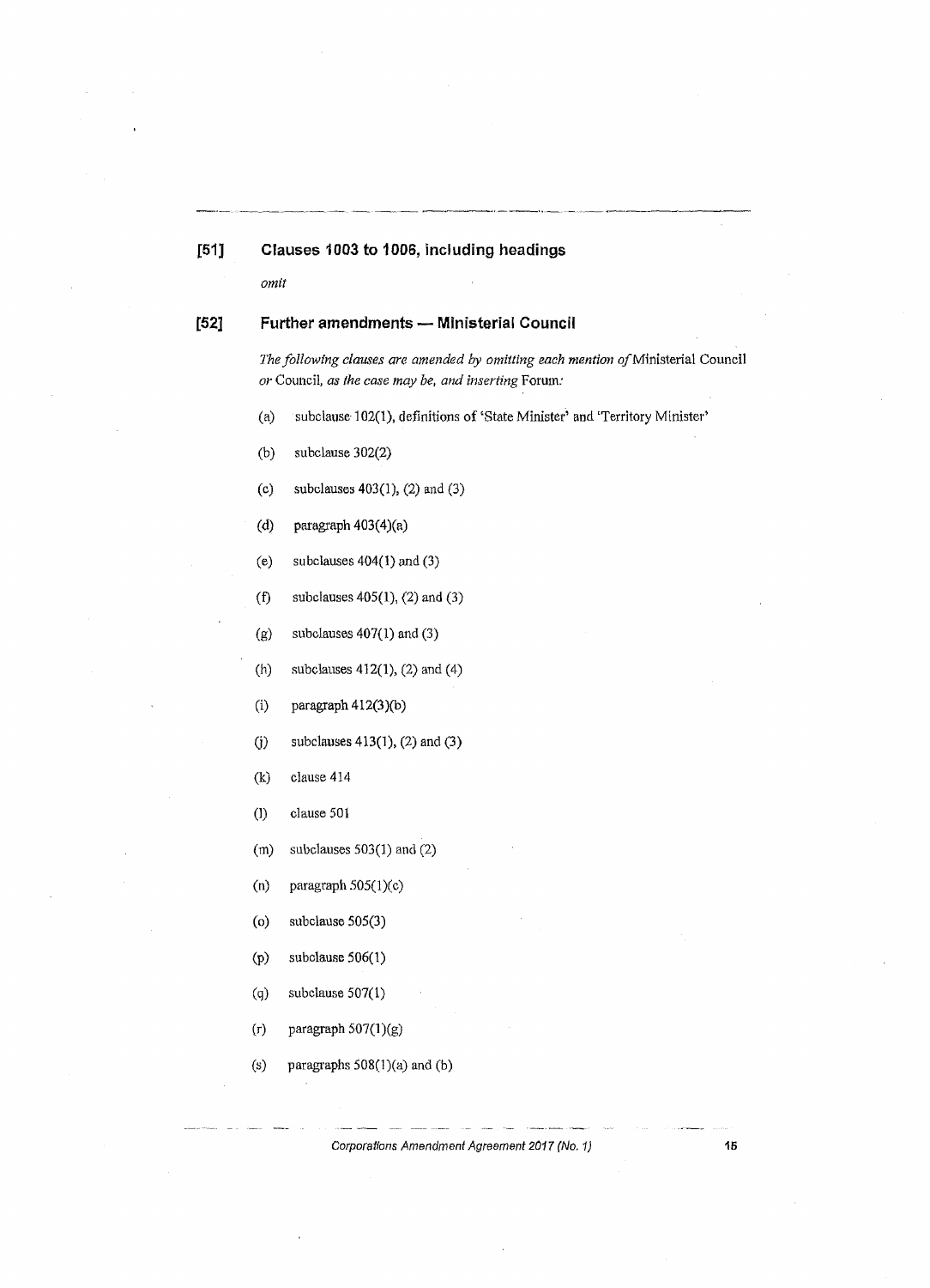### [51] Clauses 1003 to 1006, including headings

*omit*

### [52] Further amendments — Ministerial Council

*The following clauses are amended by omitting each mention of* Ministerial Council *or* Council, *as the case may be, and inserting* Forum:

(a) subclause 102(1), definitions of 'State Minister' and 'Territory Minister'

(b) subclause 302(2)

(c) subclauses 403(1), (2) and (3)

(d) paragraph 403(4)(a)

(e) subclauses 404(1) and (3)

(f) subclauses 405(1), (2) and (3)

(g) subclauses 407(1) and (3)

(h) subclauses 412(1), (2) and (4)

(i) paragraph 412(3)(b)

(j) subclauses 413(1), (2) and (3)

(k) clause 414

(l) clause 501

(m) subclauses 503(1) and (2)

(n) paragraph 505(1)(c)

(o) subclause 505(3)

(p) subclause 506(1)

(q) subclause 507(1)

(r) paragraph 507(1)(g)

(s) paragraphs 508(1)(a) and (b)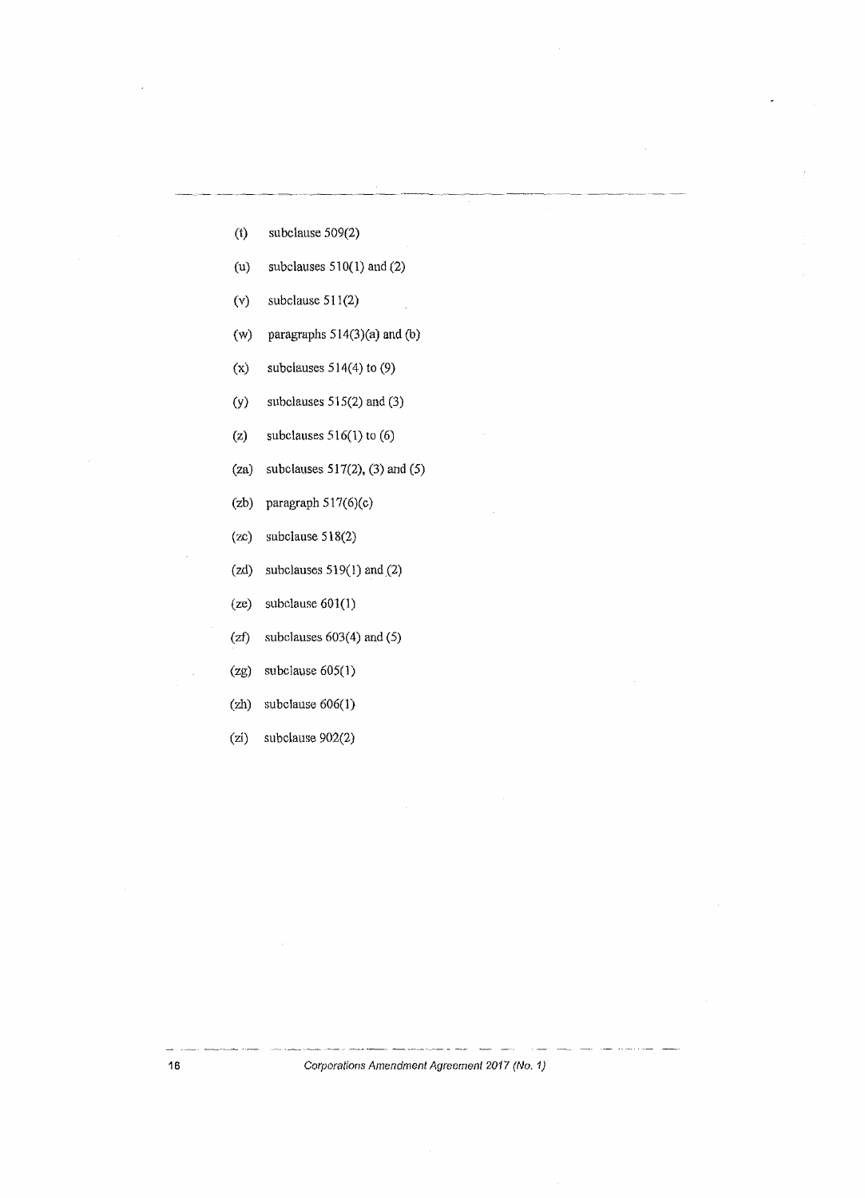(t) subclause 509(2)

(u) subclauses 510(1) and (2)

(v) subclause 511(2)

(w) paragraphs 514(3)(a) and (b)

(x) subclauses 514(4) to (9)

(y) subclauses 515(2) and (3)

(z) subclauses 516(1) to (6)

(za) subclauses 517(2), (3) and (5)

(zb) paragraph 517(6)(c)

(zc) subclause 518(2)

(zd) subclauses 519(1) and (2)

(ze) subclause 601(1)

(zf) subclauses 603(4) and (5)

(zg) subclause 605(1)

(zh) subclause 606(1)

(zi) subclause 902(2)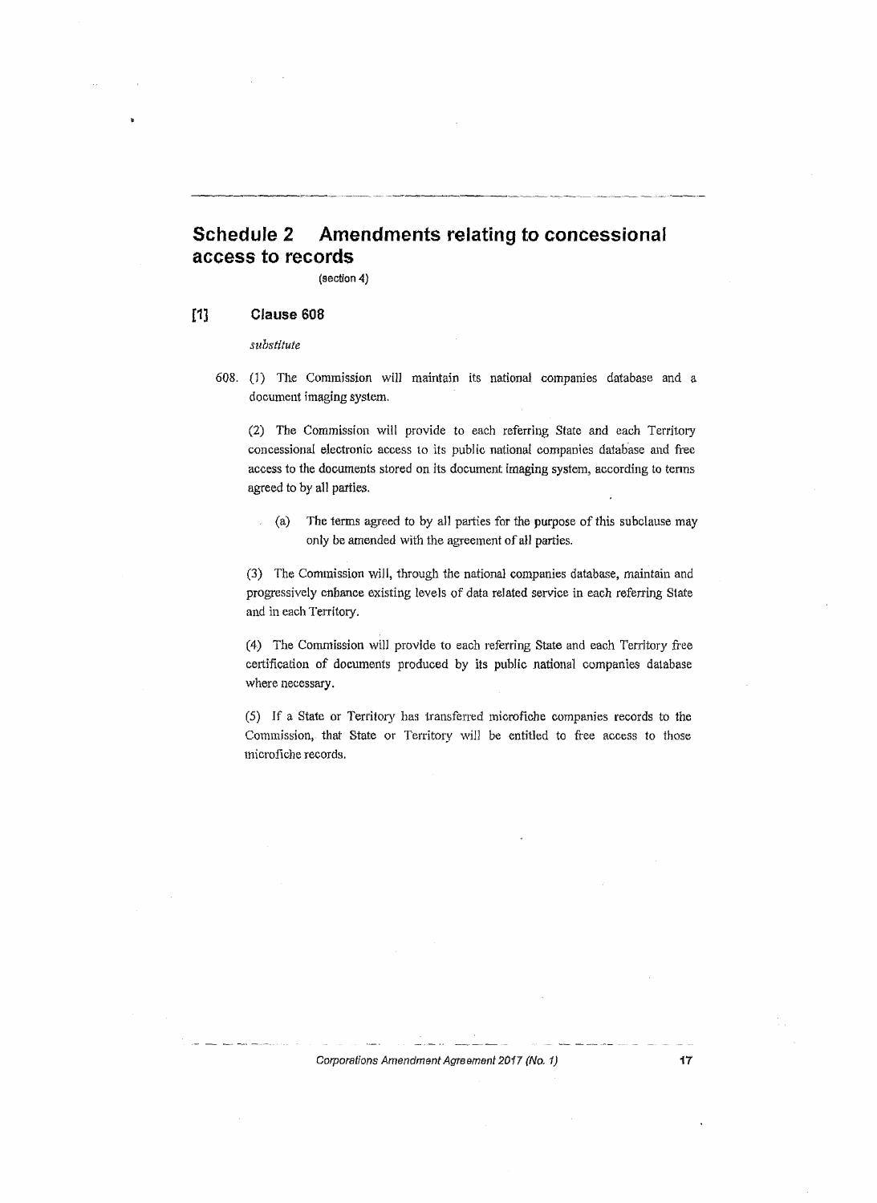# Schedule 2 Amendments relating to concessional access to records

(section 4)

## [1] Clause 608

*substitute*

608. (1) The Commission will maintain its national companies database and a document imaging system.

(2) The Commission will provide to each referring State and each Territory concessional electronic access to its public national companies database and free access to the documents stored on its document imaging system, according to terms agreed to by all parties.

(a) The terms agreed to by all parties for the purpose of this subclause may only be amended with the agreement of all parties.

(3) The Commission will, through the national companies database, maintain and progressively enhance existing levels of data related service in each referring State and in each Territory.

(4) The Commission will provide to each referring State and each Territory free certification of documents produced by its public national companies database where necessary.

(5) If a State or Territory has transferred microfiche companies records to the Commission, that State or Territory will be entitled to free access to those microfiche records.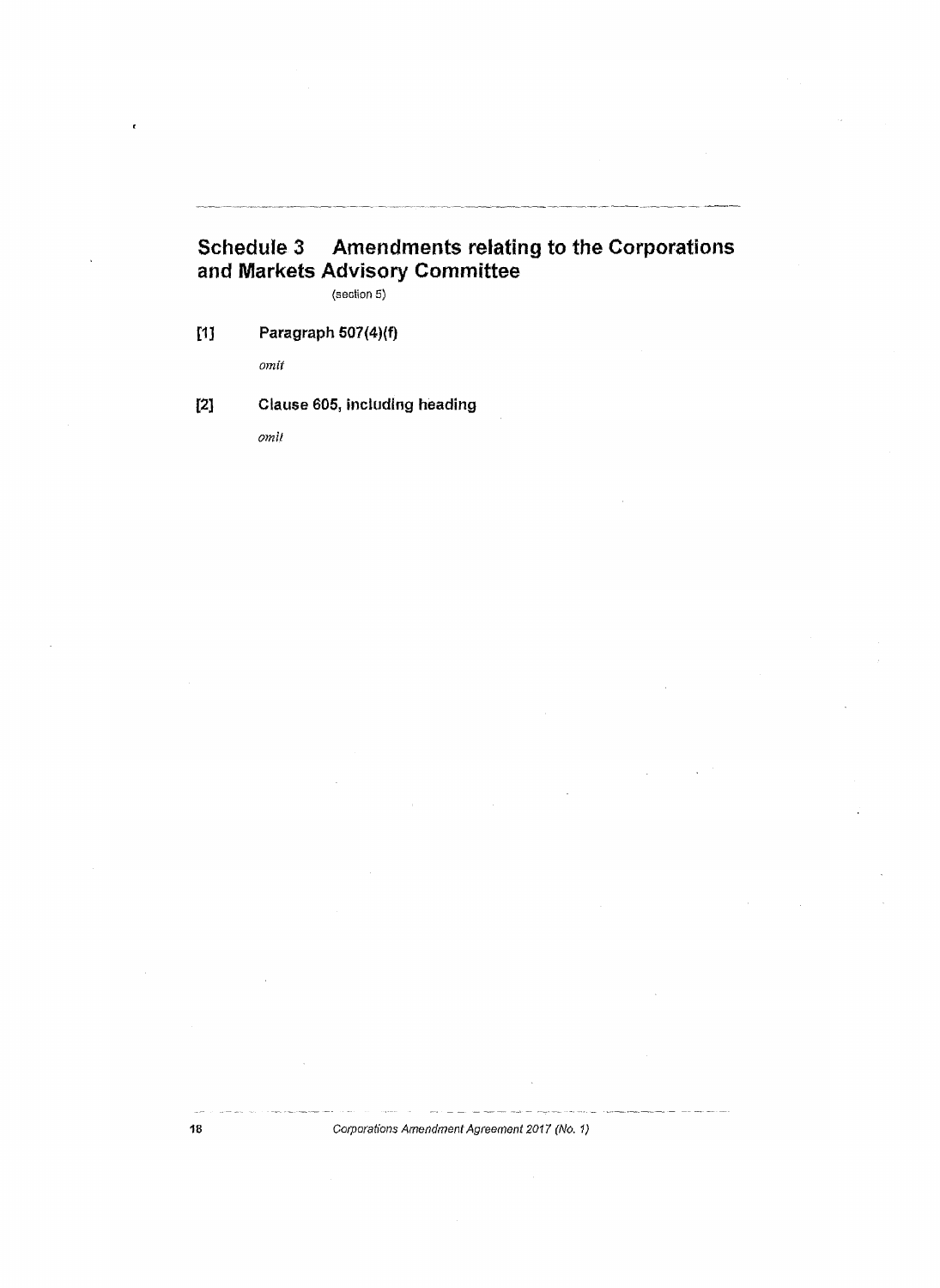# Schedule 3 Amendments relating to the Corporations and Markets Advisory Committee

(section 5)

**[1] Paragraph 507(4)(f)**

*omit*

**[2] Clause 605, including heading**

*omit*